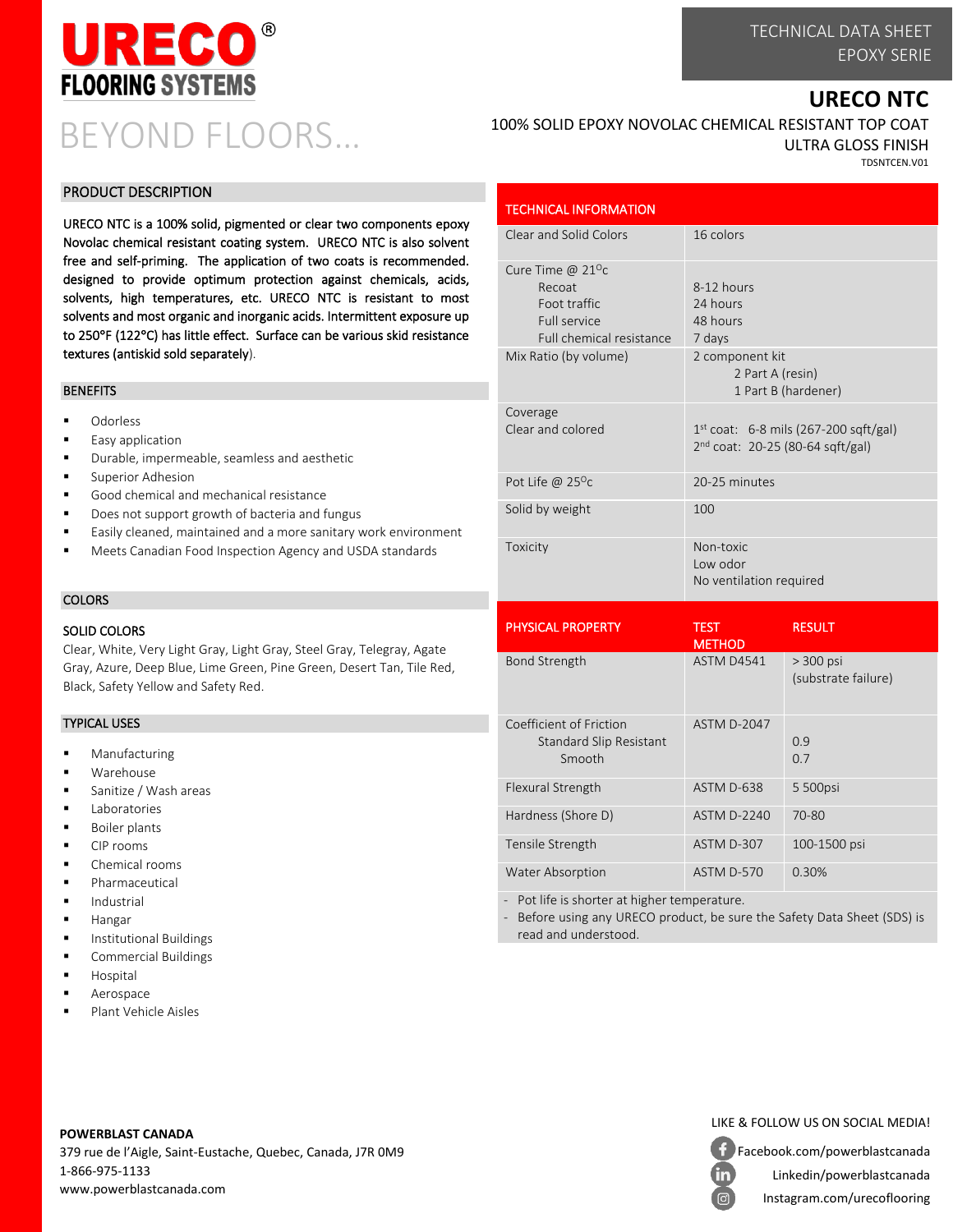# URECO® FLOORING SYSTEMS

BEYOND FLOORS…

TECHNICAL DATA SHEET
EPOXY SERIE

## URECO NTC

100% SOLID EPOXY NOVOLAC CHEMICAL RESISTANT TOP COAT
ULTRA GLOSS FINISH

TDSNTCEN.V01

## PRODUCT DESCRIPTION

URECO NTC is a 100% solid, pigmented or clear two components epoxy Novolac chemical resistant coating system. URECO NTC is also solvent free and self-priming. The application of two coats is recommended. designed to provide optimum protection against chemicals, acids, solvents, high temperatures, etc. URECO NTC is resistant to most solvents and most organic and inorganic acids. Intermittent exposure up to 250°F (122°C) has little effect. Surface can be various skid resistance textures (antiskid sold separately).

## BENEFITS

- Odorless
- Easy application
- Durable, impermeable, seamless and aesthetic
- Superior Adhesion
- Good chemical and mechanical resistance
- Does not support growth of bacteria and fungus
- Easily cleaned, maintained and a more sanitary work environment
- Meets Canadian Food Inspection Agency and USDA standards

## COLORS

### SOLID COLORS

Clear, White, Very Light Gray, Light Gray, Steel Gray, Telegray, Agate Gray, Azure, Deep Blue, Lime Green, Pine Green, Desert Tan, Tile Red, Black, Safety Yellow and Safety Red.

## TYPICAL USES

- Manufacturing
- Warehouse
- Sanitize / Wash areas
- Laboratories
- Boiler plants
- CIP rooms
- Chemical rooms
- Pharmaceutical
- Industrial
- Hangar
- Institutional Buildings
- Commercial Buildings
- Hospital
- Aerospace
- Plant Vehicle Aisles

## TECHNICAL INFORMATION

| TECHNICAL INFORMATION | |
|---|---|
| Clear and Solid Colors | 16 colors |
| Cure Time @ 21°c<br>Recoat<br>Foot traffic<br>Full service<br>Full chemical resistance | <br>8-12 hours<br>24 hours<br>48 hours<br>7 days |
| Mix Ratio (by volume) | 2 component kit<br>2 Part A (resin)<br>1 Part B (hardener) |
| Coverage<br>Clear and colored | <br>1st coat: 6-8 mils (267-200 sqft/gal)<br>2nd coat: 20-25 (80-64 sqft/gal) |
| Pot Life @ 25°c | 20-25 minutes |
| Solid by weight | 100 |
| Toxicity | Non-toxic<br>Low odor<br>No ventilation required |

| PHYSICAL PROPERTY | TEST METHOD | RESULT |
|---|---|---|
| Bond Strength | ASTM D4541 | > 300 psi (substrate failure) |
| Coefficient of Friction<br>Standard Slip Resistant<br>Smooth | ASTM D-2047 | <br>0.9<br>0.7 |
| Flexural Strength | ASTM D-638 | 5 500psi |
| Hardness (Shore D) | ASTM D-2240 | 70-80 |
| Tensile Strength | ASTM D-307 | 100-1500 psi |
| Water Absorption | ASTM D-570 | 0.30% |

- Pot life is shorter at higher temperature.
- Before using any URECO product, be sure the Safety Data Sheet (SDS) is read and understood.

**POWERBLAST CANADA**
379 rue de l'Aigle, Saint-Eustache, Quebec, Canada, J7R 0M9
1-866-975-1133
www.powerblastcanada.com

LIKE & FOLLOW US ON SOCIAL MEDIA!
Facebook.com/powerblastcanada
Linkedin/powerblastcanada
Instagram.com/urecoflooring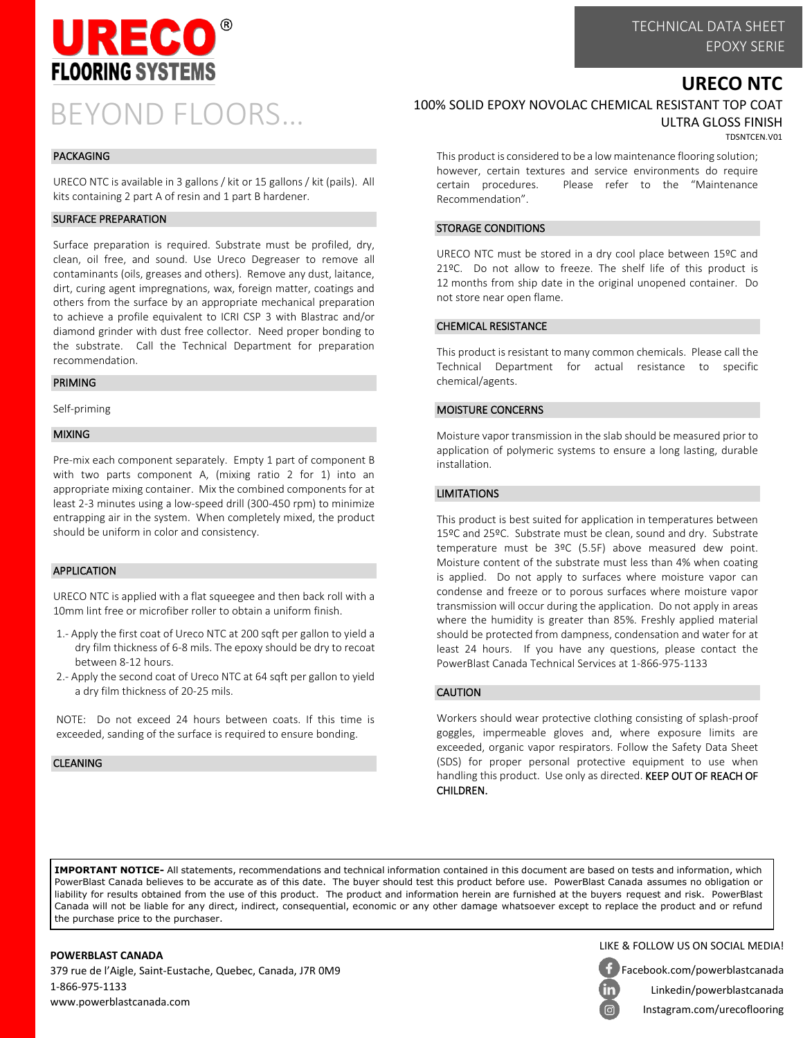# URECO FLOORING SYSTEMS

BEYOND FLOORS...

TECHNICAL DATA SHEET
EPOXY SERIE

## URECO NTC

100% SOLID EPOXY NOVOLAC CHEMICAL RESISTANT TOP COAT
ULTRA GLOSS FINISH

TDSNTCEN.V01

### PACKAGING

URECO NTC is available in 3 gallons / kit or 15 gallons / kit (pails). All kits containing 2 part A of resin and 1 part B hardener.

### SURFACE PREPARATION

Surface preparation is required. Substrate must be profiled, dry, clean, oil free, and sound. Use Ureco Degreaser to remove all contaminants (oils, greases and others). Remove any dust, laitance, dirt, curing agent impregnations, wax, foreign matter, coatings and others from the surface by an appropriate mechanical preparation to achieve a profile equivalent to ICRI CSP 3 with Blastrac and/or diamond grinder with dust free collector. Need proper bonding to the substrate. Call the Technical Department for preparation recommendation.

### PRIMING

Self-priming

### MIXING

Pre-mix each component separately. Empty 1 part of component B with two parts component A, (mixing ratio 2 for 1) into an appropriate mixing container. Mix the combined components for at least 2-3 minutes using a low-speed drill (300-450 rpm) to minimize entrapping air in the system. When completely mixed, the product should be uniform in color and consistency.

### APPLICATION

URECO NTC is applied with a flat squeegee and then back roll with a 10mm lint free or microfiber roller to obtain a uniform finish.

1.- Apply the first coat of Ureco NTC at 200 sqft per gallon to yield a dry film thickness of 6-8 mils. The epoxy should be dry to recoat between 8-12 hours.

2.- Apply the second coat of Ureco NTC at 64 sqft per gallon to yield a dry film thickness of 20-25 mils.

NOTE: Do not exceed 24 hours between coats. If this time is exceeded, sanding of the surface is required to ensure bonding.

### CLEANING

This product is considered to be a low maintenance flooring solution; however, certain textures and service environments do require certain procedures. Please refer to the "Maintenance Recommendation".

### STORAGE CONDITIONS

URECO NTC must be stored in a dry cool place between 15ºC and 21ºC. Do not allow to freeze. The shelf life of this product is 12 months from ship date in the original unopened container. Do not store near open flame.

### CHEMICAL RESISTANCE

This product is resistant to many common chemicals. Please call the Technical Department for actual resistance to specific chemical/agents.

### MOISTURE CONCERNS

Moisture vapor transmission in the slab should be measured prior to application of polymeric systems to ensure a long lasting, durable installation.

### LIMITATIONS

This product is best suited for application in temperatures between 15ºC and 25ºC. Substrate must be clean, sound and dry. Substrate temperature must be 3ºC (5.5F) above measured dew point. Moisture content of the substrate must less than 4% when coating is applied. Do not apply to surfaces where moisture vapor can condense and freeze or to porous surfaces where moisture vapor transmission will occur during the application. Do not apply in areas where the humidity is greater than 85%. Freshly applied material should be protected from dampness, condensation and water for at least 24 hours. If you have any questions, please contact the PowerBlast Canada Technical Services at 1-866-975-1133

### CAUTION

Workers should wear protective clothing consisting of splash-proof goggles, impermeable gloves and, where exposure limits are exceeded, organic vapor respirators. Follow the Safety Data Sheet (SDS) for proper personal protective equipment to use when handling this product. Use only as directed. KEEP OUT OF REACH OF CHILDREN.

**IMPORTANT NOTICE-** All statements, recommendations and technical information contained in this document are based on tests and information, which PowerBlast Canada believes to be accurate as of this date. The buyer should test this product before use. PowerBlast Canada assumes no obligation or liability for results obtained from the use of this product. The product and information herein are furnished at the buyers request and risk. PowerBlast Canada will not be liable for any direct, indirect, consequential, economic or any other damage whatsoever except to replace the product and or refund the purchase price to the purchaser.

**POWERBLAST CANADA**
379 rue de l'Aigle, Saint-Eustache, Quebec, Canada, J7R 0M9
1-866-975-1133
www.powerblastcanada.com

LIKE & FOLLOW US ON SOCIAL MEDIA!
Facebook.com/powerblastcanada
Linkedin/powerblastcanada
Instagram.com/urecoflooring